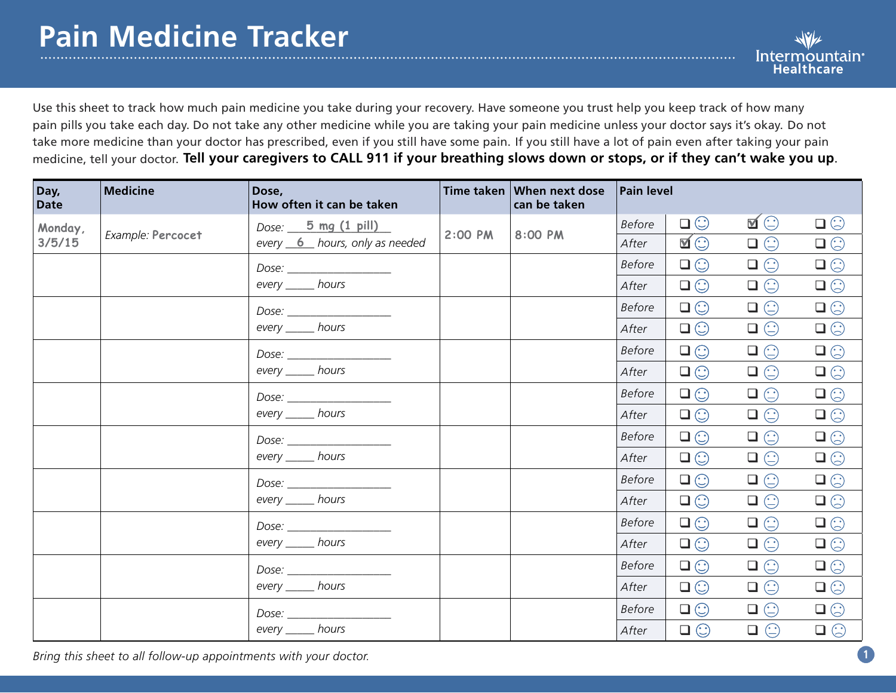# Pain Medicine Tracker

Intermountain Healthcare

Use this sheet to track how much pain medicine you take during your recovery. Have someone you trust help you keep track of how many pain pills you take each day. Do not take any other medicine while you are taking your pain medicine unless your doctor says it's okay. Do not take more medicine than your doctor has prescribed, even if you still have some pain. If you still have a lot of pain even after taking your pain medicine, tell your doctor. **Tell your caregivers to CALL 911 if your breathing slows down or stops, or if they can't wake you up**.

| Day, Date | Medicine | Dose, How often it can be taken | Time taken | When next dose can be taken | Pain level | | | |
|---|---|---|---|---|---|---|---|---|
| Monday, 3/5/15 | *Example:* Percocet | *Dose:* 5 mg (1 pill) *every* 6 *hours, only as needed* | 2:00 PM | 8:00 PM | *Before* | ☐ ☺ | ☑ 😐 | ☐ ☹ |
| | | | | | *After* | ☑ ☺ | ☐ 😐 | ☐ ☹ |
| | | *Dose:* ________ *every* ____ *hours* | | | *Before* | ☐ ☺ | ☐ 😐 | ☐ ☹ |
| | | | | | *After* | ☐ ☺ | ☐ 😐 | ☐ ☹ |
| | | *Dose:* ________ *every* ____ *hours* | | | *Before* | ☐ ☺ | ☐ 😐 | ☐ ☹ |
| | | | | | *After* | ☐ ☺ | ☐ 😐 | ☐ ☹ |
| | | *Dose:* ________ *every* ____ *hours* | | | *Before* | ☐ ☺ | ☐ 😐 | ☐ ☹ |
| | | | | | *After* | ☐ ☺ | ☐ 😐 | ☐ ☹ |
| | | *Dose:* ________ *every* ____ *hours* | | | *Before* | ☐ ☺ | ☐ 😐 | ☐ ☹ |
| | | | | | *After* | ☐ ☺ | ☐ 😐 | ☐ ☹ |
| | | *Dose:* ________ *every* ____ *hours* | | | *Before* | ☐ ☺ | ☐ 😐 | ☐ ☹ |
| | | | | | *After* | ☐ ☺ | ☐ 😐 | ☐ ☹ |
| | | *Dose:* ________ *every* ____ *hours* | | | *Before* | ☐ ☺ | ☐ 😐 | ☐ ☹ |
| | | | | | *After* | ☐ ☺ | ☐ 😐 | ☐ ☹ |
| | | *Dose:* ________ *every* ____ *hours* | | | *Before* | ☐ ☺ | ☐ 😐 | ☐ ☹ |
| | | | | | *After* | ☐ ☺ | ☐ 😐 | ☐ ☹ |
| | | *Dose:* ________ *every* ____ *hours* | | | *Before* | ☐ ☺ | ☐ 😐 | ☐ ☹ |
| | | | | | *After* | ☐ ☺ | ☐ 😐 | ☐ ☹ |
| | | *Dose:* ________ *every* ____ *hours* | | | *Before* | ☐ ☺ | ☐ 😐 | ☐ ☹ |
| | | | | | *After* | ☐ ☺ | ☐ 😐 | ☐ ☹ |

*Bring this sheet to all follow-up appointments with your doctor.*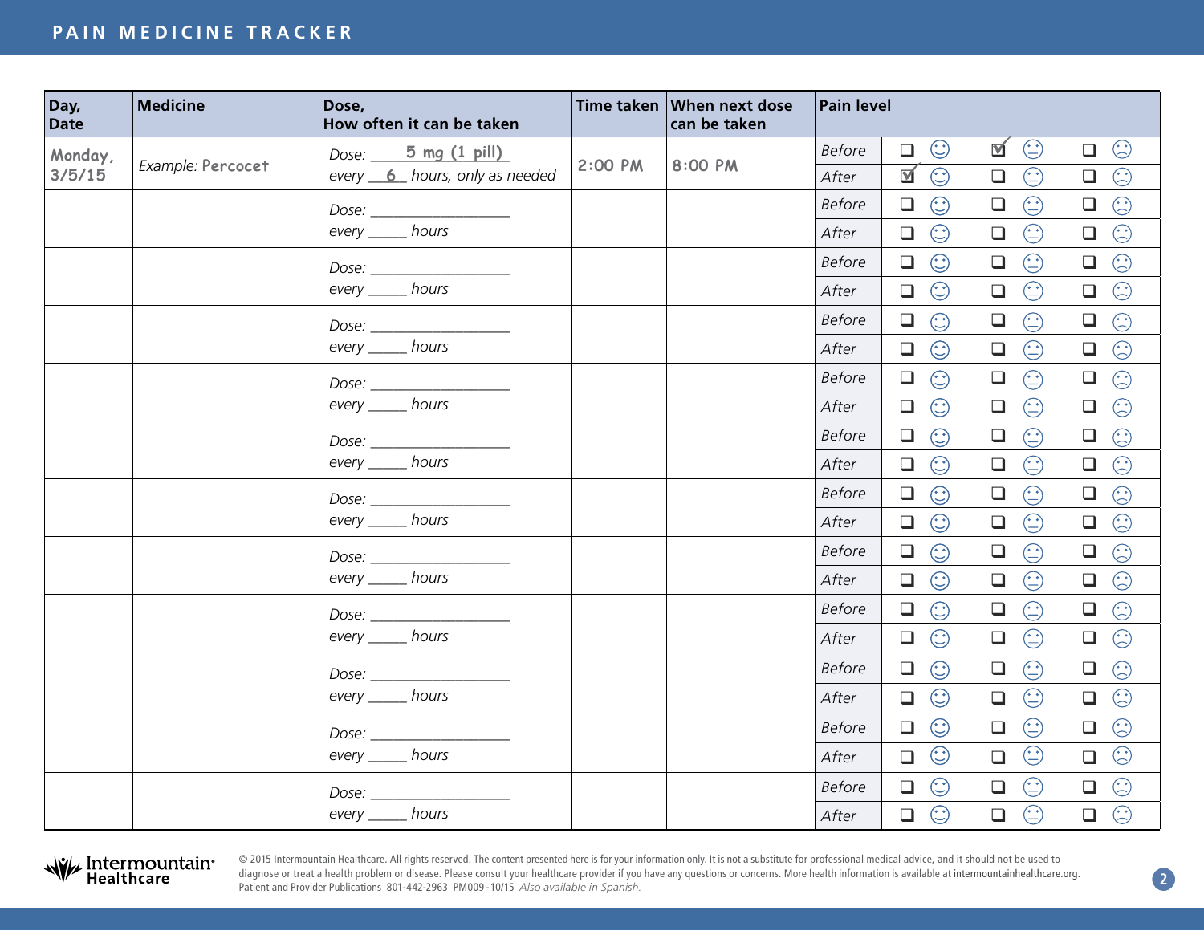# PAIN MEDICINE TRACKER

| Day, Date | Medicine | Dose, How often it can be taken | Time taken | When next dose can be taken | Pain level | | | |
|---|---|---|---|---|---|---|---|---|
| Monday, 3/5/15 | *Example:* Percocet | *Dose:* 5 mg (1 pill) *every* 6 *hours, only as needed* | 2:00 PM | 8:00 PM | *Before* | ☐ ☺ | ☑ 😐 | ☐ ☹ |
| | | | | | *After* | ☑ ☺ | ☐ 😐 | ☐ ☹ |
| | | *Dose:* ________ *every* _____ *hours* | | | *Before* | ☐ ☺ | ☐ 😐 | ☐ ☹ |
| | | | | | *After* | ☐ ☺ | ☐ 😐 | ☐ ☹ |
| | | *Dose:* ________ *every* _____ *hours* | | | *Before* | ☐ ☺ | ☐ 😐 | ☐ ☹ |
| | | | | | *After* | ☐ ☺ | ☐ 😐 | ☐ ☹ |
| | | *Dose:* ________ *every* _____ *hours* | | | *Before* | ☐ ☺ | ☐ 😐 | ☐ ☹ |
| | | | | | *After* | ☐ ☺ | ☐ 😐 | ☐ ☹ |
| | | *Dose:* ________ *every* _____ *hours* | | | *Before* | ☐ ☺ | ☐ 😐 | ☐ ☹ |
| | | | | | *After* | ☐ ☺ | ☐ 😐 | ☐ ☹ |
| | | *Dose:* ________ *every* _____ *hours* | | | *Before* | ☐ ☺ | ☐ 😐 | ☐ ☹ |
| | | | | | *After* | ☐ ☺ | ☐ 😐 | ☐ ☹ |
| | | *Dose:* ________ *every* _____ *hours* | | | *Before* | ☐ ☺ | ☐ 😐 | ☐ ☹ |
| | | | | | *After* | ☐ ☺ | ☐ 😐 | ☐ ☹ |
| | | *Dose:* ________ *every* _____ *hours* | | | *Before* | ☐ ☺ | ☐ 😐 | ☐ ☹ |
| | | | | | *After* | ☐ ☺ | ☐ 😐 | ☐ ☹ |
| | | *Dose:* ________ *every* _____ *hours* | | | *Before* | ☐ ☺ | ☐ 😐 | ☐ ☹ |
| | | | | | *After* | ☐ ☺ | ☐ 😐 | ☐ ☹ |
| | | *Dose:* ________ *every* _____ *hours* | | | *Before* | ☐ ☺ | ☐ 😐 | ☐ ☹ |
| | | | | | *After* | ☐ ☺ | ☐ 😐 | ☐ ☹ |
| | | *Dose:* ________ *every* _____ *hours* | | | *Before* | ☐ ☺ | ☐ 😐 | ☐ ☹ |
| | | | | | *After* | ☐ ☺ | ☐ 😐 | ☐ ☹ |
| | | *Dose:* ________ *every* _____ *hours* | | | *Before* | ☐ ☺ | ☐ 😐 | ☐ ☹ |
| | | | | | *After* | ☐ ☺ | ☐ 😐 | ☐ ☹ |

Intermountain Healthcare

© 2015 Intermountain Healthcare. All rights reserved. The content presented here is for your information only. It is not a substitute for professional medical advice, and it should not be used to diagnose or treat a health problem or disease. Please consult your healthcare provider if you have any questions or concerns. More health information is available at intermountainhealthcare.org. Patient and Provider Publications 801-442-2963 PM009 - 10/15 *Also available in Spanish.*